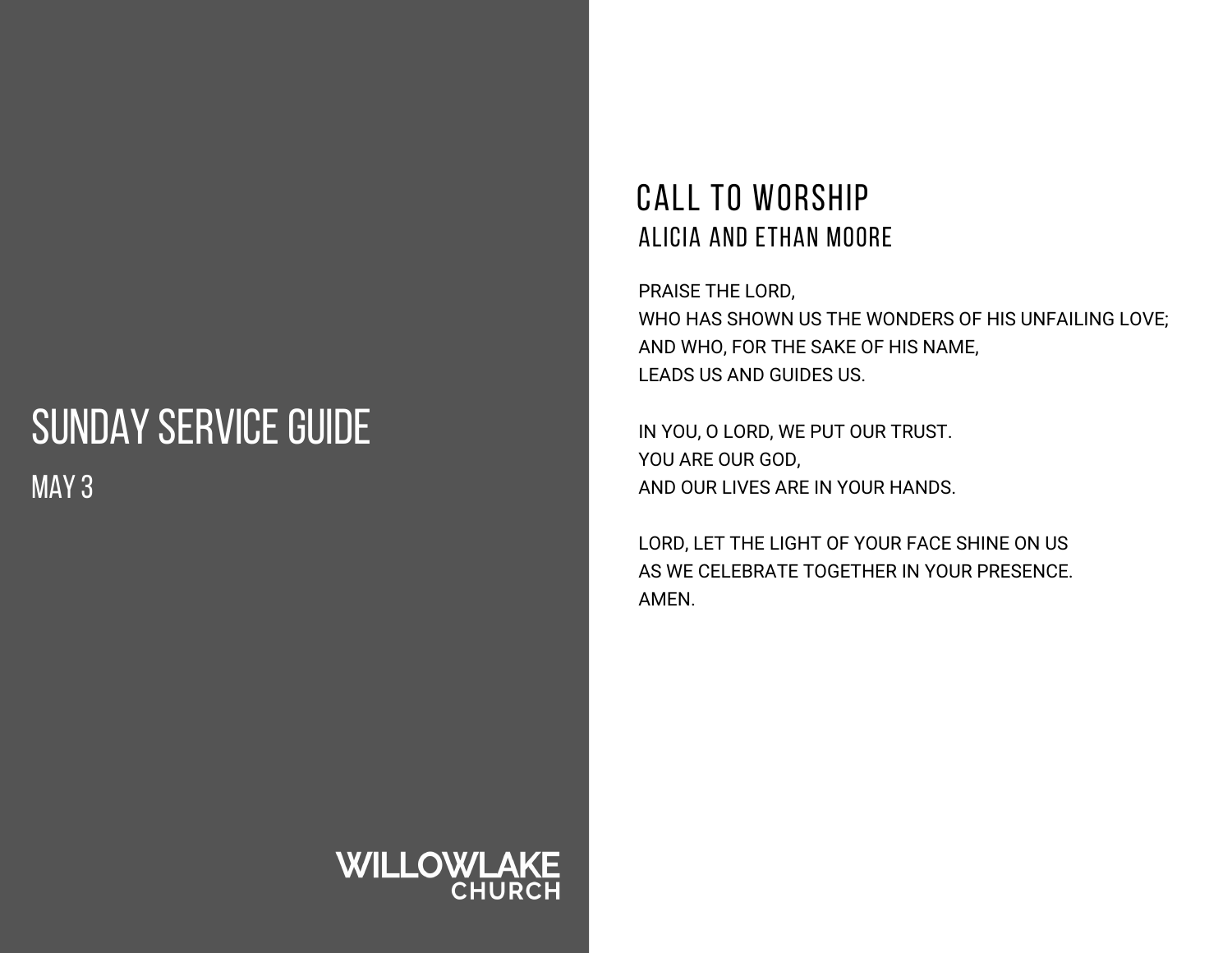# SUNDAY SERVICE GUIDE

MAY 3

WILLOWLAKE CHURCH

## CALL TO WORSHIP

### ALICIA AND ETHAN MOORE

PRAISE THE LORD,  
WHO HAS SHOWN US THE WONDERS OF HIS UNFAILING LOVE;  
AND WHO, FOR THE SAKE OF HIS NAME,  
LEADS US AND GUIDES US.

IN YOU, O LORD, WE PUT OUR TRUST.  
YOU ARE OUR GOD,  
AND OUR LIVES ARE IN YOUR HANDS.

LORD, LET THE LIGHT OF YOUR FACE SHINE ON US  
AS WE CELEBRATE TOGETHER IN YOUR PRESENCE.  
AMEN.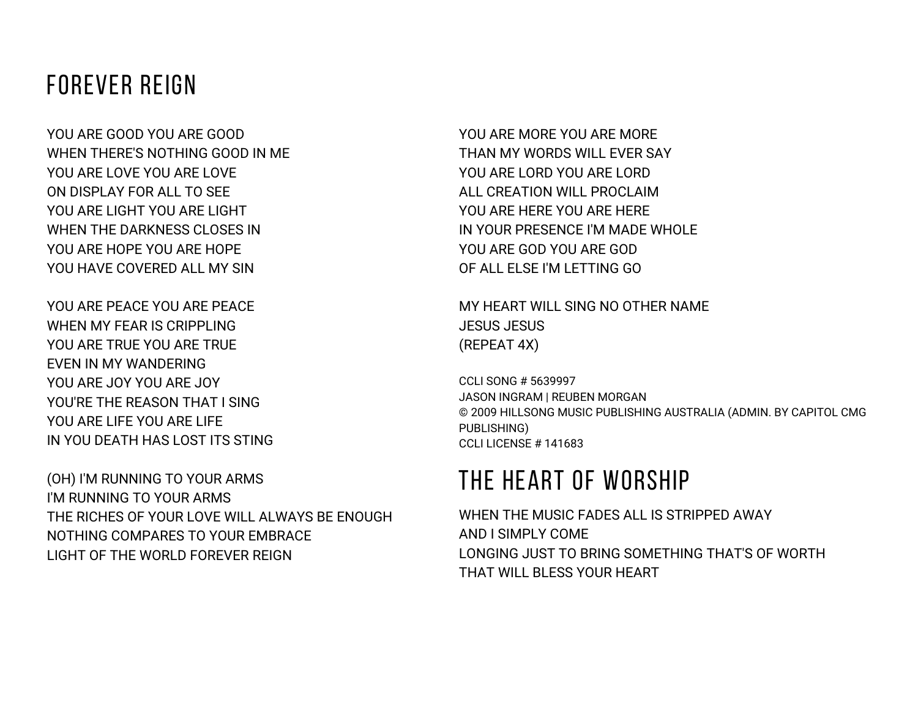# FOREVER REIGN

YOU ARE GOOD YOU ARE GOOD
WHEN THERE'S NOTHING GOOD IN ME
YOU ARE LOVE YOU ARE LOVE
ON DISPLAY FOR ALL TO SEE
YOU ARE LIGHT YOU ARE LIGHT
WHEN THE DARKNESS CLOSES IN
YOU ARE HOPE YOU ARE HOPE
YOU HAVE COVERED ALL MY SIN

YOU ARE PEACE YOU ARE PEACE
WHEN MY FEAR IS CRIPPLING
YOU ARE TRUE YOU ARE TRUE
EVEN IN MY WANDERING
YOU ARE JOY YOU ARE JOY
YOU'RE THE REASON THAT I SING
YOU ARE LIFE YOU ARE LIFE
IN YOU DEATH HAS LOST ITS STING

(OH) I'M RUNNING TO YOUR ARMS
I'M RUNNING TO YOUR ARMS
THE RICHES OF YOUR LOVE WILL ALWAYS BE ENOUGH
NOTHING COMPARES TO YOUR EMBRACE
LIGHT OF THE WORLD FOREVER REIGN

YOU ARE MORE YOU ARE MORE
THAN MY WORDS WILL EVER SAY
YOU ARE LORD YOU ARE LORD
ALL CREATION WILL PROCLAIM
YOU ARE HERE YOU ARE HERE
IN YOUR PRESENCE I'M MADE WHOLE
YOU ARE GOD YOU ARE GOD
OF ALL ELSE I'M LETTING GO

MY HEART WILL SING NO OTHER NAME
JESUS JESUS
(REPEAT 4X)

CCLI SONG # 5639997
JASON INGRAM | REUBEN MORGAN
© 2009 HILLSONG MUSIC PUBLISHING AUSTRALIA (ADMIN. BY CAPITOL CMG PUBLISHING)
CCLI LICENSE # 141683

# THE HEART OF WORSHIP

WHEN THE MUSIC FADES ALL IS STRIPPED AWAY
AND I SIMPLY COME
LONGING JUST TO BRING SOMETHING THAT'S OF WORTH
THAT WILL BLESS YOUR HEART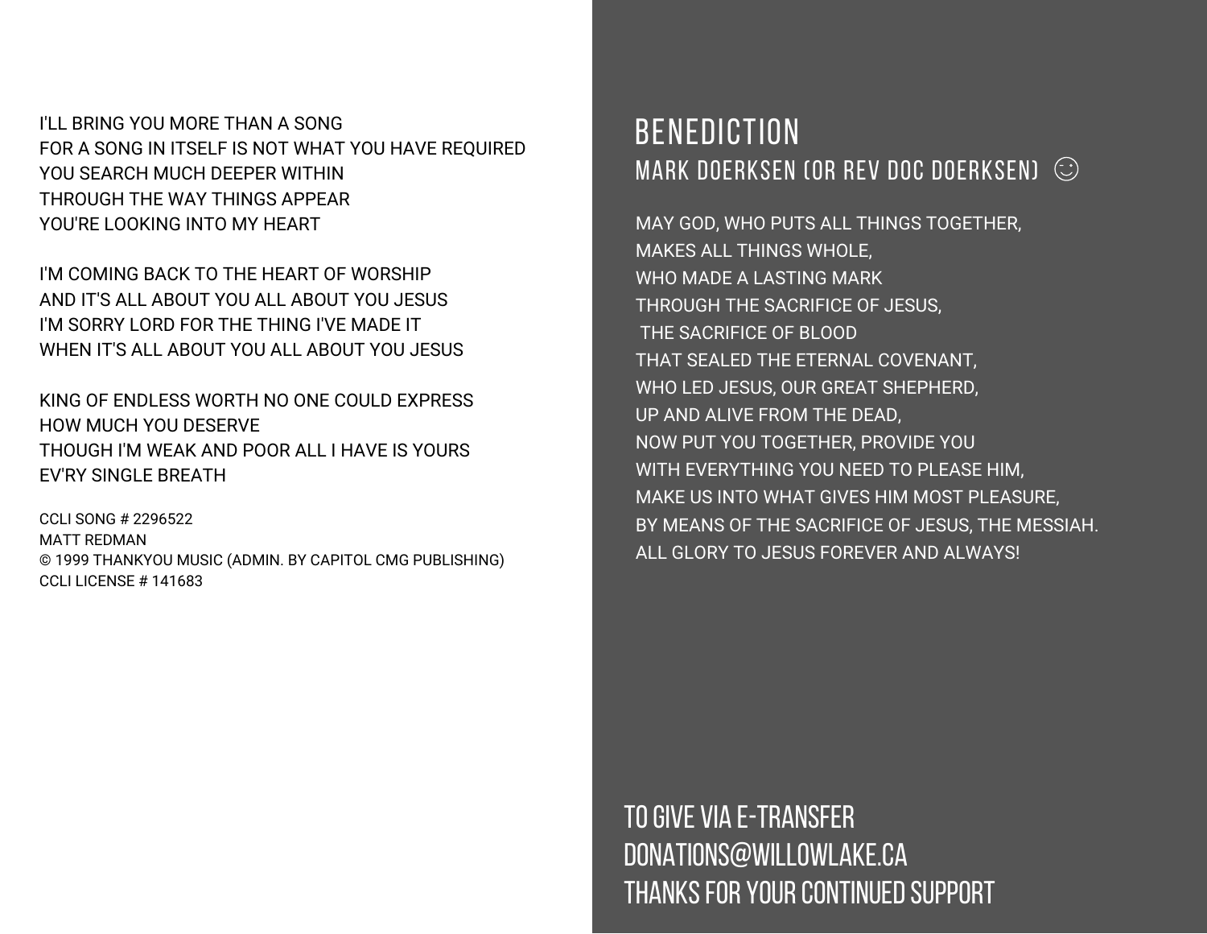I'LL BRING YOU MORE THAN A SONG
FOR A SONG IN ITSELF IS NOT WHAT YOU HAVE REQUIRED
YOU SEARCH MUCH DEEPER WITHIN
THROUGH THE WAY THINGS APPEAR
YOU'RE LOOKING INTO MY HEART

I'M COMING BACK TO THE HEART OF WORSHIP
AND IT'S ALL ABOUT YOU ALL ABOUT YOU JESUS
I'M SORRY LORD FOR THE THING I'VE MADE IT
WHEN IT'S ALL ABOUT YOU ALL ABOUT YOU JESUS

KING OF ENDLESS WORTH NO ONE COULD EXPRESS
HOW MUCH YOU DESERVE
THOUGH I'M WEAK AND POOR ALL I HAVE IS YOURS
EV'RY SINGLE BREATH

CCLI SONG # 2296522
MATT REDMAN
© 1999 THANKYOU MUSIC (ADMIN. BY CAPITOL CMG PUBLISHING)
CCLI LICENSE # 141683

# BENEDICTION

## MARK DOERKSEN (OR REV DOC DOERKSEN) ☺

MAY GOD, WHO PUTS ALL THINGS TOGETHER,
MAKES ALL THINGS WHOLE,
WHO MADE A LASTING MARK
THROUGH THE SACRIFICE OF JESUS,
THE SACRIFICE OF BLOOD
THAT SEALED THE ETERNAL COVENANT,
WHO LED JESUS, OUR GREAT SHEPHERD,
UP AND ALIVE FROM THE DEAD,
NOW PUT YOU TOGETHER, PROVIDE YOU
WITH EVERYTHING YOU NEED TO PLEASE HIM,
MAKE US INTO WHAT GIVES HIM MOST PLEASURE,
BY MEANS OF THE SACRIFICE OF JESUS, THE MESSIAH.
ALL GLORY TO JESUS FOREVER AND ALWAYS!

TO GIVE VIA E-TRANSFER
DONATIONS@WILLOWLAKE.CA
THANKS FOR YOUR CONTINUED SUPPORT